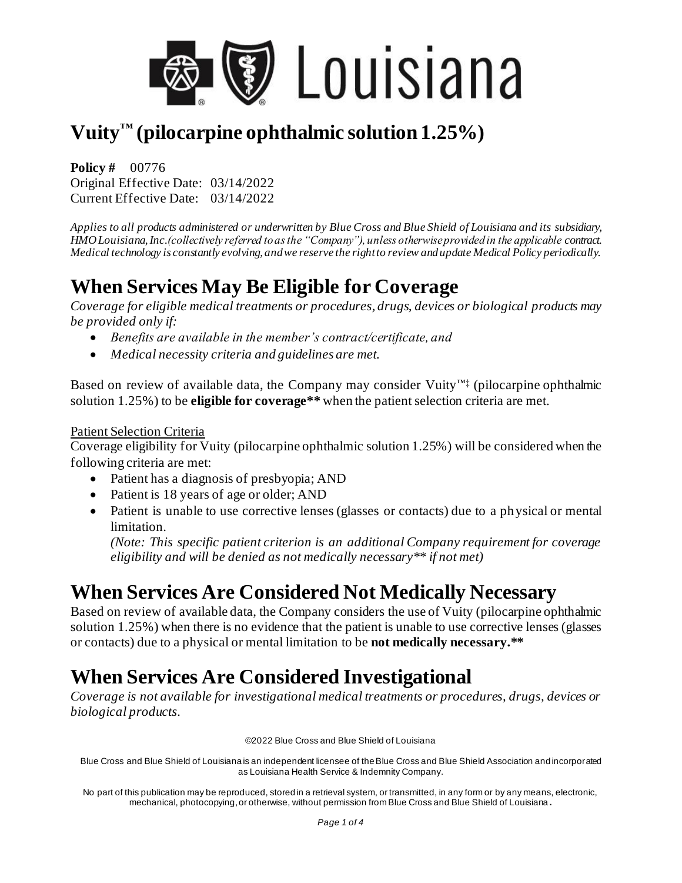# Louisiana

# Vuity™ (pilocarpine ophthalmic solution 1.25%)

**Policy #** 00776
Original Effective Date: 03/14/2022
Current Effective Date: 03/14/2022

*Applies to all products administered or underwritten by Blue Cross and Blue Shield of Louisiana and its subsidiary, HMO Louisiana, Inc.(collectively referred to as the "Company"), unless otherwise provided in the applicable contract. Medical technology is constantly evolving, and we reserve the right to review and update Medical Policy periodically.*

## When Services May Be Eligible for Coverage

*Coverage for eligible medical treatments or procedures, drugs, devices or biological products may be provided only if:*

- *Benefits are available in the member's contract/certificate, and*
- *Medical necessity criteria and guidelines are met.*

Based on review of available data, the Company may consider Vuity™‡ (pilocarpine ophthalmic solution 1.25%) to be **eligible for coverage\*\*** when the patient selection criteria are met.

Patient Selection Criteria

Coverage eligibility for Vuity (pilocarpine ophthalmic solution 1.25%) will be considered when the following criteria are met:

- Patient has a diagnosis of presbyopia; AND
- Patient is 18 years of age or older; AND
- Patient is unable to use corrective lenses (glasses or contacts) due to a physical or mental limitation.
  *(Note: This specific patient criterion is an additional Company requirement for coverage eligibility and will be denied as not medically necessary\*\* if not met)*

## When Services Are Considered Not Medically Necessary

Based on review of available data, the Company considers the use of Vuity (pilocarpine ophthalmic solution 1.25%) when there is no evidence that the patient is unable to use corrective lenses (glasses or contacts) due to a physical or mental limitation to be **not medically necessary.\*\***

## When Services Are Considered Investigational

*Coverage is not available for investigational medical treatments or procedures, drugs, devices or biological products.*

©2022 Blue Cross and Blue Shield of Louisiana

Blue Cross and Blue Shield of Louisiana is an independent licensee of the Blue Cross and Blue Shield Association and incorporated as Louisiana Health Service & Indemnity Company.

No part of this publication may be reproduced, stored in a retrieval system, or transmitted, in any form or by any means, electronic, mechanical, photocopying, or otherwise, without permission from Blue Cross and Blue Shield of Louisiana.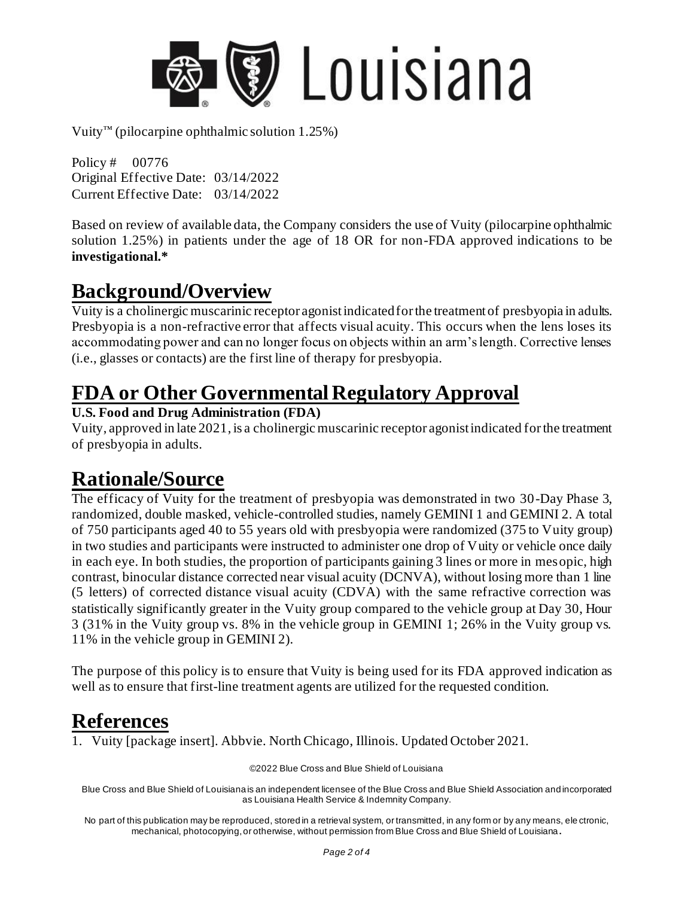Vuity™ (pilocarpine ophthalmic solution 1.25%)

Policy # 00776
Original Effective Date: 03/14/2022
Current Effective Date: 03/14/2022

Based on review of available data, the Company considers the use of Vuity (pilocarpine ophthalmic solution 1.25%) in patients under the age of 18 OR for non-FDA approved indications to be **investigational.***

# Background/Overview

Vuity is a cholinergic muscarinic receptor agonist indicated for the treatment of presbyopia in adults. Presbyopia is a non-refractive error that affects visual acuity. This occurs when the lens loses its accommodating power and can no longer focus on objects within an arm's length. Corrective lenses (i.e., glasses or contacts) are the first line of therapy for presbyopia.

# FDA or Other Governmental Regulatory Approval

**U.S. Food and Drug Administration (FDA)**

Vuity, approved in late 2021, is a cholinergic muscarinic receptor agonist indicated for the treatment of presbyopia in adults.

# Rationale/Source

The efficacy of Vuity for the treatment of presbyopia was demonstrated in two 30-Day Phase 3, randomized, double masked, vehicle-controlled studies, namely GEMINI 1 and GEMINI 2. A total of 750 participants aged 40 to 55 years old with presbyopia were randomized (375 to Vuity group) in two studies and participants were instructed to administer one drop of Vuity or vehicle once daily in each eye. In both studies, the proportion of participants gaining 3 lines or more in mesopic, high contrast, binocular distance corrected near visual acuity (DCNVA), without losing more than 1 line (5 letters) of corrected distance visual acuity (CDVA) with the same refractive correction was statistically significantly greater in the Vuity group compared to the vehicle group at Day 30, Hour 3 (31% in the Vuity group vs. 8% in the vehicle group in GEMINI 1; 26% in the Vuity group vs. 11% in the vehicle group in GEMINI 2).

The purpose of this policy is to ensure that Vuity is being used for its FDA approved indication as well as to ensure that first-line treatment agents are utilized for the requested condition.

# References

1. Vuity [package insert]. Abbvie. North Chicago, Illinois. Updated October 2021.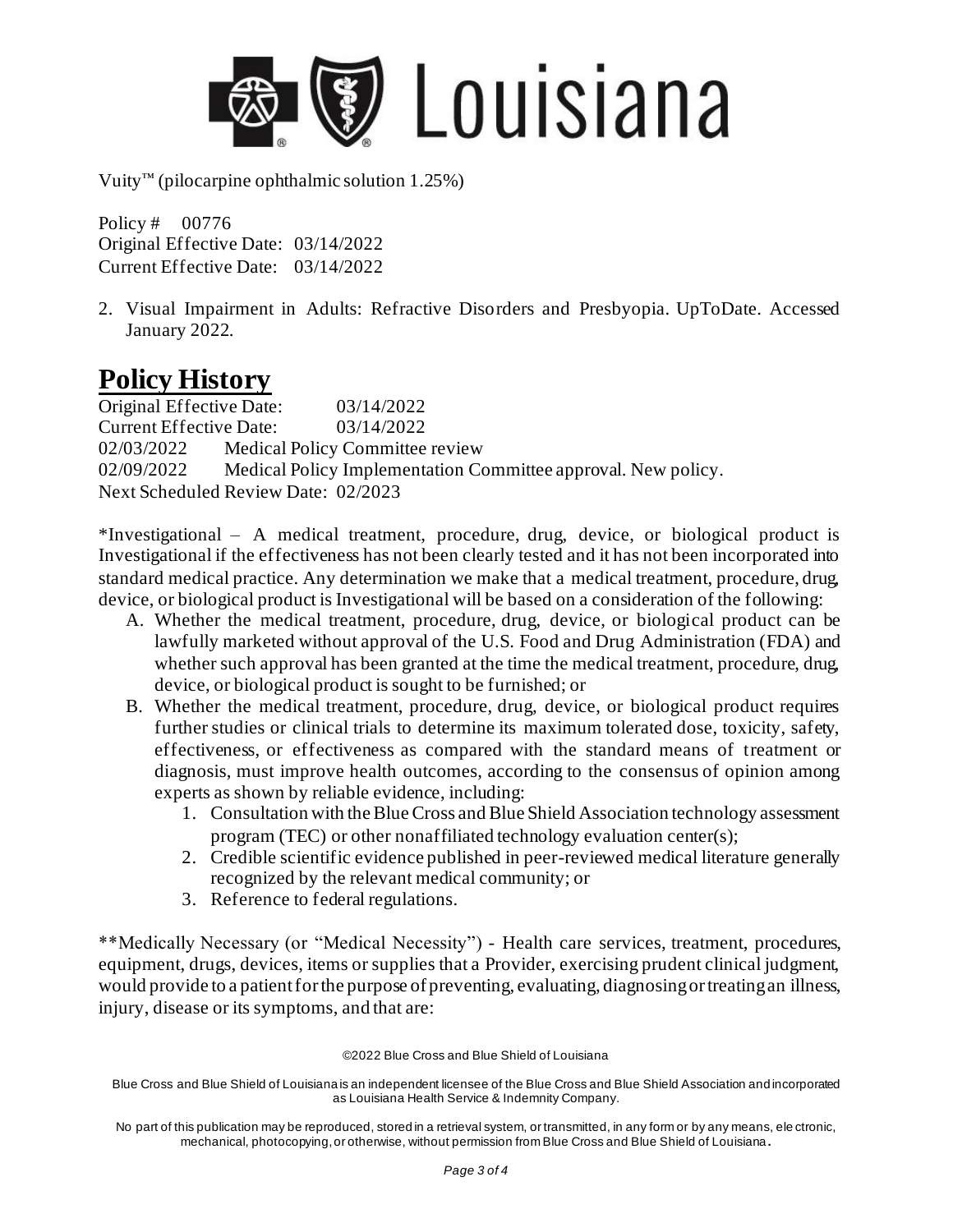2. Visual Impairment in Adults: Refractive Disorders and Presbyopia. UpToDate. Accessed January 2022.

# Policy History

Original Effective Date: 03/14/2022
Current Effective Date: 03/14/2022
02/03/2022 Medical Policy Committee review
02/09/2022 Medical Policy Implementation Committee approval. New policy.
Next Scheduled Review Date: 02/2023

*Investigational – A medical treatment, procedure, drug, device, or biological product is Investigational if the effectiveness has not been clearly tested and it has not been incorporated into standard medical practice. Any determination we make that a medical treatment, procedure, drug, device, or biological product is Investigational will be based on a consideration of the following:

A. Whether the medical treatment, procedure, drug, device, or biological product can be lawfully marketed without approval of the U.S. Food and Drug Administration (FDA) and whether such approval has been granted at the time the medical treatment, procedure, drug, device, or biological product is sought to be furnished; or
B. Whether the medical treatment, procedure, drug, device, or biological product requires further studies or clinical trials to determine its maximum tolerated dose, toxicity, safety, effectiveness, or effectiveness as compared with the standard means of treatment or diagnosis, must improve health outcomes, according to the consensus of opinion among experts as shown by reliable evidence, including:
   1. Consultation with the Blue Cross and Blue Shield Association technology assessment program (TEC) or other nonaffiliated technology evaluation center(s);
   2. Credible scientific evidence published in peer-reviewed medical literature generally recognized by the relevant medical community; or
   3. Reference to federal regulations.

**Medically Necessary (or "Medical Necessity") - Health care services, treatment, procedures, equipment, drugs, devices, items or supplies that a Provider, exercising prudent clinical judgment, would provide to a patient for the purpose of preventing, evaluating, diagnosing or treating an illness, injury, disease or its symptoms, and that are: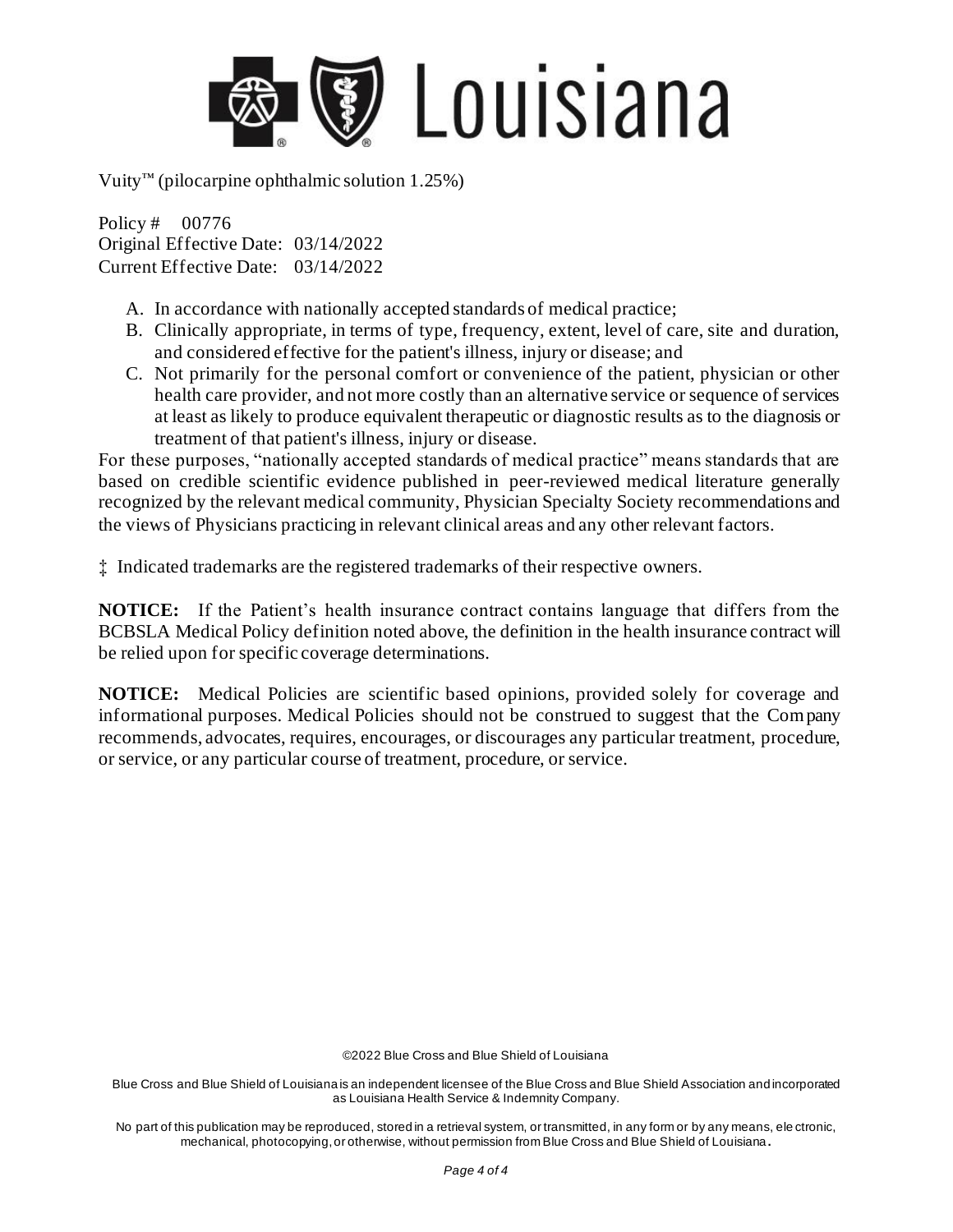A. In accordance with nationally accepted standards of medical practice;
B. Clinically appropriate, in terms of type, frequency, extent, level of care, site and duration, and considered effective for the patient's illness, injury or disease; and
C. Not primarily for the personal comfort or convenience of the patient, physician or other health care provider, and not more costly than an alternative service or sequence of services at least as likely to produce equivalent therapeutic or diagnostic results as to the diagnosis or treatment of that patient's illness, injury or disease.

For these purposes, "nationally accepted standards of medical practice" means standards that are based on credible scientific evidence published in peer-reviewed medical literature generally recognized by the relevant medical community, Physician Specialty Society recommendations and the views of Physicians practicing in relevant clinical areas and any other relevant factors.

‡ Indicated trademarks are the registered trademarks of their respective owners.

**NOTICE:** If the Patient's health insurance contract contains language that differs from the BCBSLA Medical Policy definition noted above, the definition in the health insurance contract will be relied upon for specific coverage determinations.

**NOTICE:** Medical Policies are scientific based opinions, provided solely for coverage and informational purposes. Medical Policies should not be construed to suggest that the Company recommends, advocates, requires, encourages, or discourages any particular treatment, procedure, or service, or any particular course of treatment, procedure, or service.